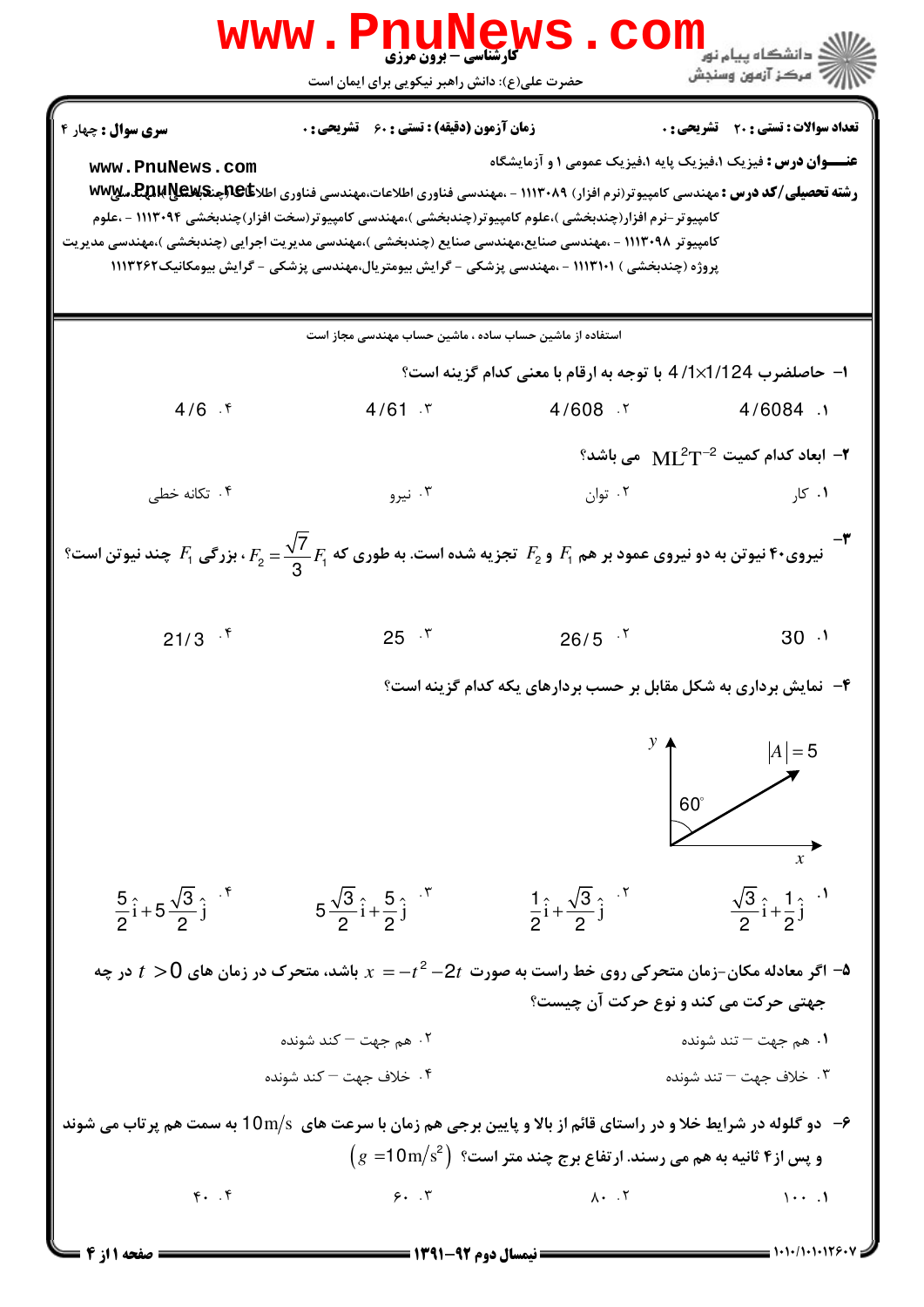کارشناسی – برون مرزی

حضرت علی(ع): دانش راهبر نیکویی برای ایمان است

دانشگاه پیام نور
مرکز آزمون وسنجش

**تعداد سوالات : تستی : ۲۰ تشریحی : ۰** | **زمان آزمون (دقیقه) : تستی : ۶۰ تشریحی : ۰** | **سری سوال : چهار ۴**

**عنـــوان درس :** فیزیک ۱،فیزیک پایه ۱،فیزیک عمومی ۱ و آزمایشگاه

**رشته تحصیلی/کد درس :** مهندسی کامپیوتر(نرم افزار) ۱۱۱۳۰۸۹ - ،مهندسی فناوری اطلاعات،مهندسی فناوری اطلاعات (چندبخشی)،مهندسی کامپیوتر-نرم افزار(چندبخشی )،علوم کامپیوتر(چندبخشی )،مهندسی کامپیوتر(سخت افزار)چندبخشی ۱۱۱۳۰۹۴ - ،علوم کامپیوتر ۱۱۱۳۰۹۸ - ،مهندسی صنایع،مهندسی صنایع (چندبخشی )،مهندسی مدیریت اجرایی (چندبخشی )،مهندسی مدیریت پروژه (چندبخشی ) ۱۱۱۳۱۰۱ - ،مهندسی پزشکی - گرایش بیومتریال،مهندسی پزشکی - گرایش بیومکانیک۱۱۱۳۲۶۲

استفاده از ماشین حساب ساده ، ماشین حساب مهندسی مجاز است

۱- حاصلضرب $4/1\times1/124$ با توجه به ارقام با معنی کدام گزینه است؟

۱. $4/6084$

۲. $4/608$

۳. $4/61$

۴. $4/6$

۲- ابعاد کدام کمیت $ML^2T^{-2}$ می باشد؟

۱. کار

۲. توان

۳. نیرو

۴. تکانه خطی

۳- نیروی۴۰ نیوتن به دو نیروی عمود بر هم $F_1$ و $F_2$ تجزیه شده است. به طوری که $F_2=\frac{\sqrt{7}}{3}F_1$ ، بزرگی $F_1$ چند نیوتن است؟

۱. $30$

۲. $26/5$

۳. $25$

۴. $21/3$

۴- نمایش برداری به شکل مقابل بر حسب بردارهای یکه کدام گزینه است؟

($|A|=5$، زاویه $60^\circ$ با محور $y$)

۱. $\frac{\sqrt{3}}{2}\hat{i}+\frac{1}{2}\hat{j}$

۲. $\frac{1}{2}\hat{i}+\frac{\sqrt{3}}{2}\hat{j}$

۳. $5\frac{\sqrt{3}}{2}\hat{i}+\frac{5}{2}\hat{j}$

۴. $\frac{5}{2}\hat{i}+5\frac{\sqrt{3}}{2}\hat{j}$

۵- اگر معادله مکان-زمان متحرکی روی خط راست به صورت $x=-t^2-2t$ باشد، متحرک در زمان های $t>0$ در چه جهتی حرکت می کند و نوع حرکت آن چیست؟

۱. هم جهت – تند شونده

۲. هم جهت – کند شونده

۳. خلاف جهت – تند شونده

۴. خلاف جهت – کند شونده

۶- دو گلوله در شرایط خلا و در راستای قائم از بالا و پایین برجی هم زمان با سرعت های $10\,m/s$ به سمت هم پرتاب می شوند و پس از ۴ ثانیه به هم می رسند. ارتفاع برج چند متر است؟ $(g=10\,m/s^2)$

۱. ۱۰۰

۲. ۸۰

۳. ۶۰

۴. ۴۰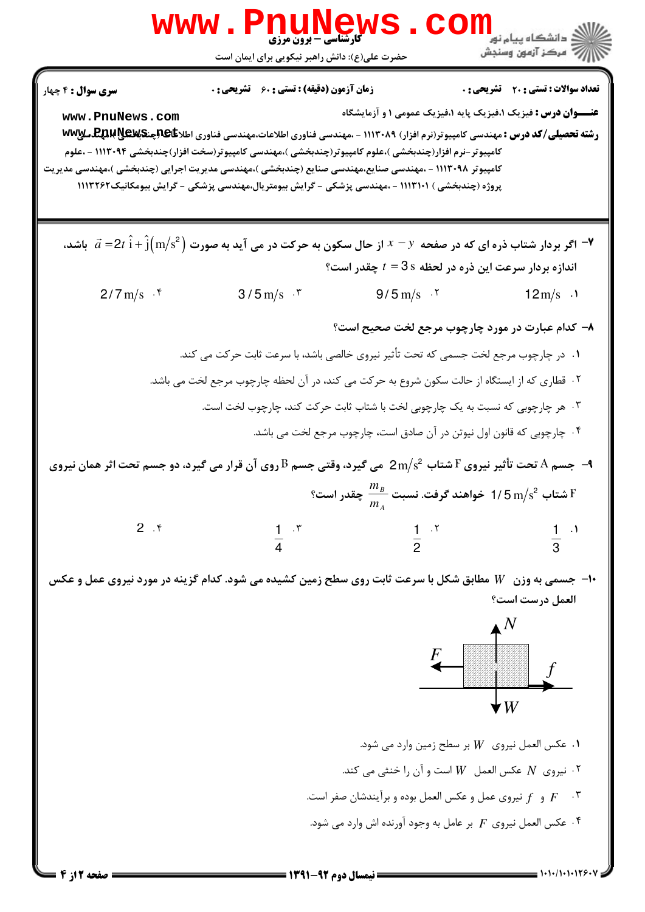کارشناسی – برون مرزی

حضرت علی(ع): دانش راهبر نیکویی برای ایمان است

**تعداد سوالات : تستی : ۲۰ تشریحی : ۰** **زمان آزمون (دقیقه) : تستی : ۶۰ تشریحی : ۰** **سری سوال : ۴ چهار**

**عنـــوان درس :** فیزیک ۱،فیزیک پایه ۱،فیزیک عمومی ۱ و آزمایشگاه

**رشته تحصیلی/کد درس :** مهندسی کامپیوتر(نرم افزار) ۱۱۱۳۰۸۹ - ،مهندسی فناوری اطلاعات،مهندسی فناوری اطلاعات(چندبخشی )،مهندسی کامپیوتر-نرم افزار(چندبخشی )،علوم کامپیوتر(چندبخشی )،مهندسی کامپیوتر(سخت افزار)چندبخشی ۱۱۱۳۰۹۴ - ،علوم کامپیوتر ۱۱۱۳۰۹۸ - ،مهندسی صنایع،مهندسی صنایع (چندبخشی )،مهندسی مدیریت اجرایی (چندبخشی )،مهندسی مدیریت پروژه (چندبخشی ) ۱۱۱۳۱۰۱ - ،مهندسی پزشکی - گرایش بیومتریال،مهندسی پزشکی - گرایش بیومکانیک۱۱۱۳۲۶۲

۷- اگر بردار شتاب ذره ای که در صفحه $x-y$ از حال سکون به حرکت در می آید به صورت $\vec{a}=2t\,\hat{i}+\hat{j}\left(\mathrm{m/s^2}\right)$ باشد، اندازه بردار سرعت این ذره در لحظه $t=3\,\mathrm{s}$ چقدر است؟

۱. $12\,\mathrm{m/s}$ ۲. $9/5\,\mathrm{m/s}$ ۳. $3/5\,\mathrm{m/s}$ ۴. $2/7\,\mathrm{m/s}$

۸- کدام عبارت در مورد چارچوب مرجع لخت صحیح است؟

۱. در چارچوب مرجع لخت جسمی که تحت تأثیر نیروی خالصی باشد، با سرعت ثابت حرکت می کند.

۲. قطاری که از ایستگاه از حالت سکون شروع به حرکت می کند، در آن لحظه چارچوب مرجع لخت می باشد.

۳. هر چارچوبی که نسبت به یک چارچوبی لخت با شتاب ثابت حرکت کند، چارچوب لخت است.

۴. چارچوبی که قانون اول نیوتن در آن صادق است، چارچوب مرجع لخت می باشد.

۹- جسم A تحت تأثیر نیروی F شتاب $2\,\mathrm{m/s^2}$ می گیرد، وقتی جسم B روی آن قرار می گیرد، دو جسم تحت اثر همان نیروی F شتاب $1/5\,\mathrm{m/s^2}$ خواهند گرفت. نسبت $\frac{m_B}{m_A}$ چقدر است؟

۱. $\frac{1}{3}$ ۲. $\frac{1}{2}$ ۳. $\frac{1}{4}$ ۴. $2$

۱۰- جسمی به وزن $W$ مطابق شکل با سرعت ثابت روی سطح زمین کشیده می شود. کدام گزینه در مورد نیروی عمل و عکس العمل درست است؟

N
F
f
W

۱. عکس العمل نیروی $W$ بر سطح زمین وارد می شود.

۲. نیروی $N$ عکس العمل $W$ است و آن را خنثی می کند.

۳. $F$ و $f$ نیروی عمل و عکس العمل بوده و برآیندشان صفر است.

۴. عکس العمل نیروی $F$ بر عامل به وجود آورنده اش وارد می شود.

**نیمسال دوم ۹۲-۱۳۹۱**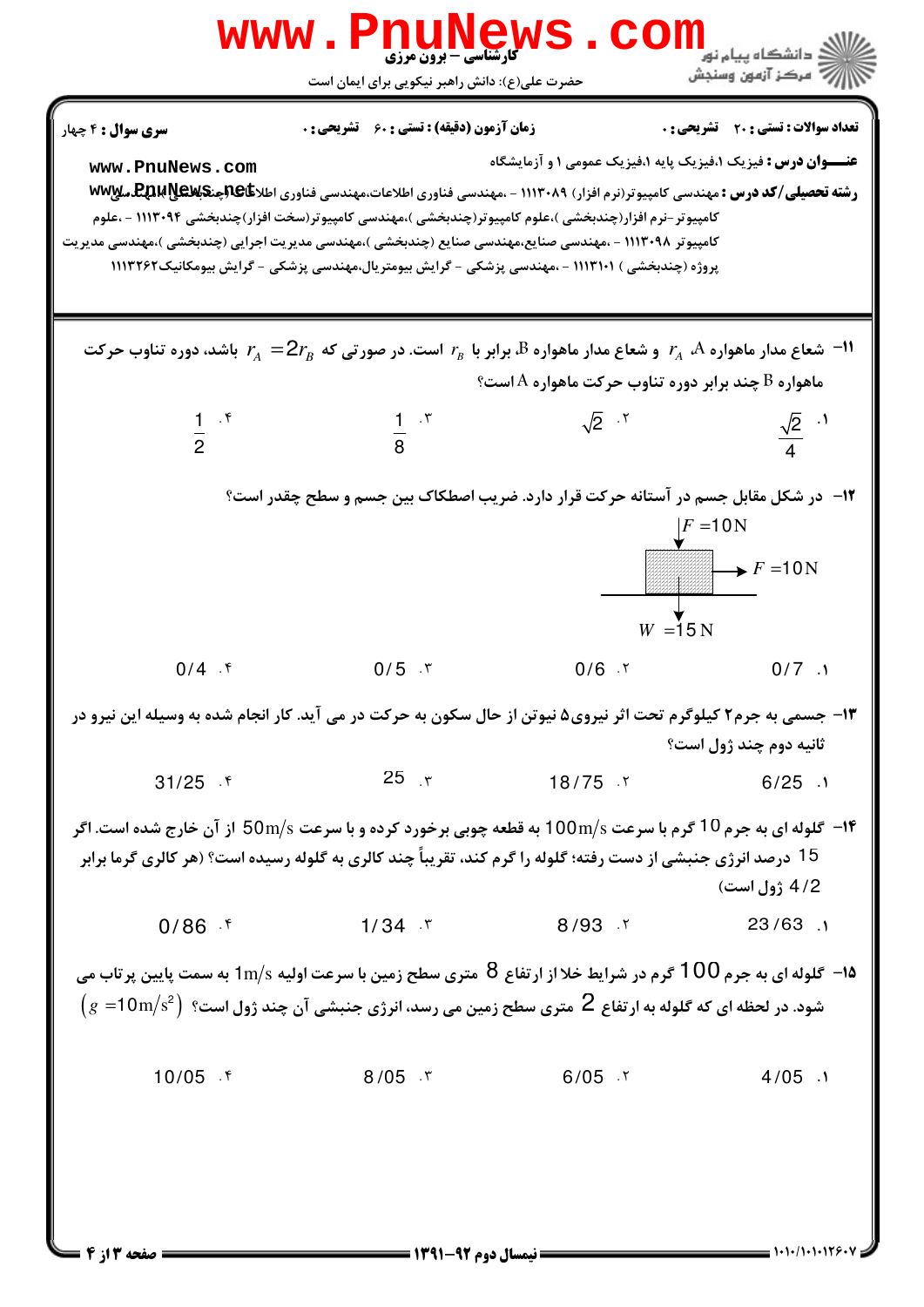**سری سؤال : ۴ چهار** | **زمان آزمون (دقیقه) : تستی : ۶۰ تشریحی : ۰** | **تعداد سؤالات : تستی : ۲۰ تشریحی : ۰**

**عنـــوان درس :** فیزیک ۱،فیزیک پایه ۱،فیزیک عمومی ۱ و آزمایشگاه

**رشته تحصیلی/کد درس :** مهندسی کامپیوتر(نرم افزار) ۱۱۱۳۰۸۹ - ،مهندسی فناوری اطلاعات،مهندسی فناوری اطلاعات (چندبخشی )،مهندسی کامپیوتر-نرم افزار(چندبخشی )،علوم کامپیوتر(چندبخشی )،مهندسی کامپیوتر(سخت افزار)چندبخشی ۱۱۱۳۰۹۴ - ،علوم کامپیوتر ۱۱۱۳۰۹۸ - ،مهندسی صنایع،مهندسی صنایع (چندبخشی )،مهندسی مدیریت اجرایی (چندبخشی )،مهندسی مدیریت پروژه (چندبخشی ) ۱۱۱۳۱۰۱ - ،مهندسی پزشکی - گرایش بیومتریال،مهندسی پزشکی - گرایش بیومکانیک۱۱۱۳۲۶۲

---

**۱۱-** شعاع مدار ماهواره A، $r_A$ و شعاع مدار ماهواره B، برابر با $r_B$ است. در صورتی که $r_A = 2r_B$ باشد، دوره تناوب حرکت ماهواره B چند برابر دوره تناوب حرکت ماهواره A است؟

۱. $\frac{\sqrt{2}}{4}$ &nbsp;&nbsp;&nbsp; ۲. $\sqrt{2}$ &nbsp;&nbsp;&nbsp; ۳. $\frac{1}{8}$ &nbsp;&nbsp;&nbsp; ۴. $\frac{1}{2}$

**۱۲-** در شکل مقابل جسم در آستانه حرکت قرار دارد. ضریب اصطکاک بین جسم و سطح چقدر است؟

$F = 10N$ (رو به بالا)، $F = 10N$ (افقی)، $W = 15N$

۱. 0/7 &nbsp;&nbsp;&nbsp; ۲. 0/6 &nbsp;&nbsp;&nbsp; ۳. 0/5 &nbsp;&nbsp;&nbsp; ۴. 0/4

**۱۳-** جسمی به جرم۲ کیلوگرم تحت اثر نیروی۵ نیوتن از حال سکون به حرکت در می آید. کار انجام شده به وسیله این نیرو در ثانیه دوم چند ژول است؟

۱. 6/25 &nbsp;&nbsp;&nbsp; ۲. 18/75 &nbsp;&nbsp;&nbsp; ۳. 25 &nbsp;&nbsp;&nbsp; ۴. 31/25

**۱۴-** گلوله ای به جرم 10 گرم با سرعت 100m/s به قطعه چوبی برخورد کرده و با سرعت 50m/s از آن خارج شده است. اگر 15 درصد انرژی جنبشی از دست رفته؛ گلوله را گرم کند، تقریباً چند کالری به گلوله رسیده است؟ (هر کالری گرما برابر 4/2 ژول است)

۱. 23/63 &nbsp;&nbsp;&nbsp; ۲. 8/93 &nbsp;&nbsp;&nbsp; ۳. 1/34 &nbsp;&nbsp;&nbsp; ۴. 0/86

**۱۵-** گلوله ای به جرم 100 گرم در شرایط خلا از ارتفاع 8 متری سطح زمین با سرعت اولیه 1m/s به سمت پایین پرتاب می شود. در لحظه ای که گلوله به ارتفاع 2 متری سطح زمین می رسد، انرژی جنبشی آن چند ژول است؟ $(g = 10m/s^2)$

۱. 4/05 &nbsp;&nbsp;&nbsp; ۲. 6/05 &nbsp;&nbsp;&nbsp; ۳. 8/05 &nbsp;&nbsp;&nbsp; ۴. 10/05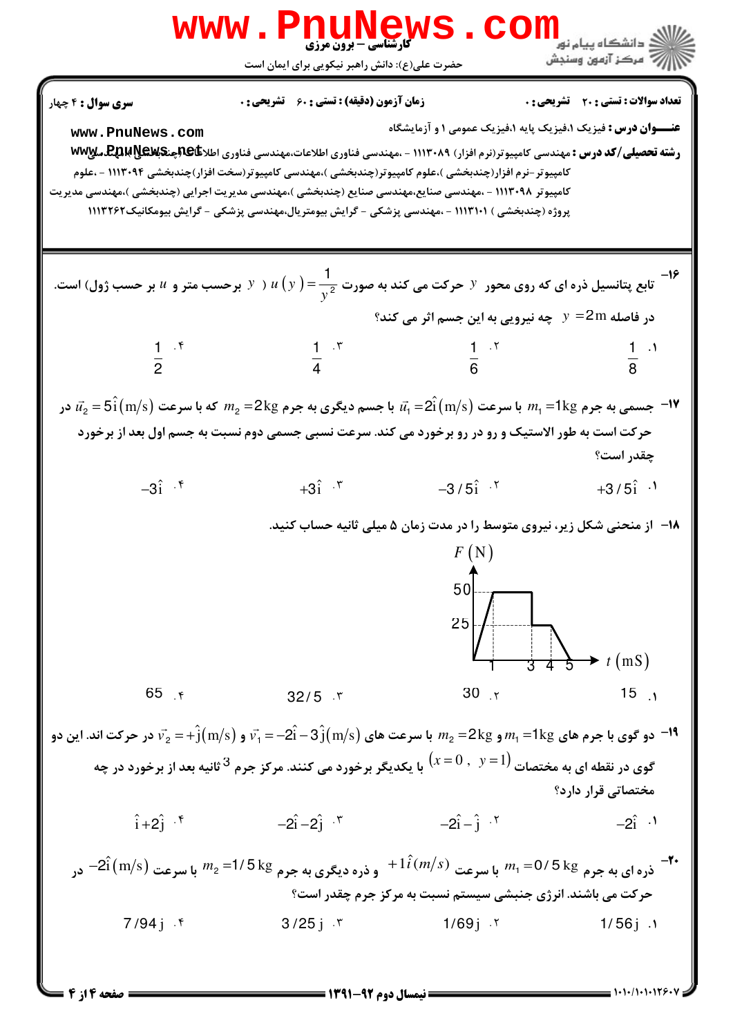سری سوال : ۴ چهار

زمان آزمون (دقیقه) : تستی : ۶۰ تشریحی : ۰

تعداد سوالات : تستی : ۲۰ تشریحی : ۰

**عنـــوان درس :** فیزیک ۱،فیزیک پایه ۱،فیزیک عمومی ۱ و آزمایشگاه

**رشته تحصیلی/کد درس :** مهندسی کامپیوتر(نرم افزار) ۱۱۱۳۰۸۹ - ،مهندسی فناوری اطلاعات،مهندسی فناوری اطلاعات (چندبخشی )،مهندسی کامپیوتر-نرم افزار(چندبخشی )،علوم کامپیوتر(چندبخشی )،مهندسی کامپیوتر(سخت افزار)چندبخشی ۱۱۱۳۰۹۴ - ،علوم کامپیوتر ۱۱۱۳۰۹۸ - ،مهندسی صنایع،مهندسی صنایع (چندبخشی )،مهندسی مدیریت اجرایی (چندبخشی )،مهندسی مدیریت پروژه (چندبخشی ) ۱۱۱۳۱۰۱ - ،مهندسی پزشکی - گرایش بیومتریال،مهندسی پزشکی - گرایش بیومکانیک۱۱۱۳۲۶۲

---

۱۶- تابع پتانسیل ذره ای که روی محور $y$ حرکت می کند به صورت $u(y)=\frac{1}{y^2}$ ( $y$ برحسب متر و $u$ بر حسب ژول) است. در فاصله $y=2\text{m}$ چه نیرویی به این جسم اثر می کند؟

۱. $\frac{1}{8}$ ۲. $\frac{1}{6}$ ۳. $\frac{1}{4}$ ۴. $\frac{1}{2}$

۱۷- جسمی به جرم $m_1=1\text{kg}$ با سرعت $\vec{u}_1=2\hat{i}\,(\text{m/s})$ با جسم دیگری به جرم $m_2=2\text{kg}$ که با سرعت $\vec{u}_2=5\hat{i}\,(\text{m/s})$ در حرکت است به طور الاستیک و رو در رو برخورد می کند. سرعت نسبی جسمی دوم نسبت به جسم اول بعد از برخورد چقدر است؟

۱. $+3/5\hat{i}$ ۲. $-3/5\hat{i}$ ۳. $+3\hat{i}$ ۴. $-3\hat{i}$

۱۸- از منحنی شکل زیر، نیروی متوسط را در مدت زمان ۵ میلی ثانیه حساب کنید.

$F\,(\text{N})$

50

25

1 3 4 5

$t\,(\text{mS})$

۱. 15 ۲. 30 ۳. 32/5 ۴. 65

۱۹- دو گوی با جرم های $m_1=1\text{kg}$ و $m_2=2\text{kg}$ با سرعت های $\vec{v}_1=-2\hat{i}-3\hat{j}\,(\text{m/s})$ و $\vec{v}_2=+\hat{j}\,(\text{m/s})$ در حرکت اند. این دو گوی در نقطه ای به مختصات $(x=0\ ,\ y=1)$ با یکدیگر برخورد می کنند. مرکز جرم 3 ثانیه بعد از برخورد در چه مختصاتی قرار دارد؟

۱. $-2\hat{i}$ ۲. $-2\hat{i}-\hat{j}$ ۳. $-2\hat{i}-2\hat{j}$ ۴. $\hat{i}+2\hat{j}$

۲۰- ذره ای به جرم $m_1=0/5\,\text{kg}$ با سرعت $+1\hat{i}\,(m/s)$ و ذره دیگری به جرم $m_2=1/5\,\text{kg}$ با سرعت $-2\hat{i}\,(\text{m/s})$ در حرکت می باشند. انرژی جنبشی سیستم نسبت به مرکز جرم چقدر است؟

۱. $1/56\text{j}$ ۲. $1/69\text{j}$ ۳. $3/25\text{j}$ ۴. $7/94\text{j}$